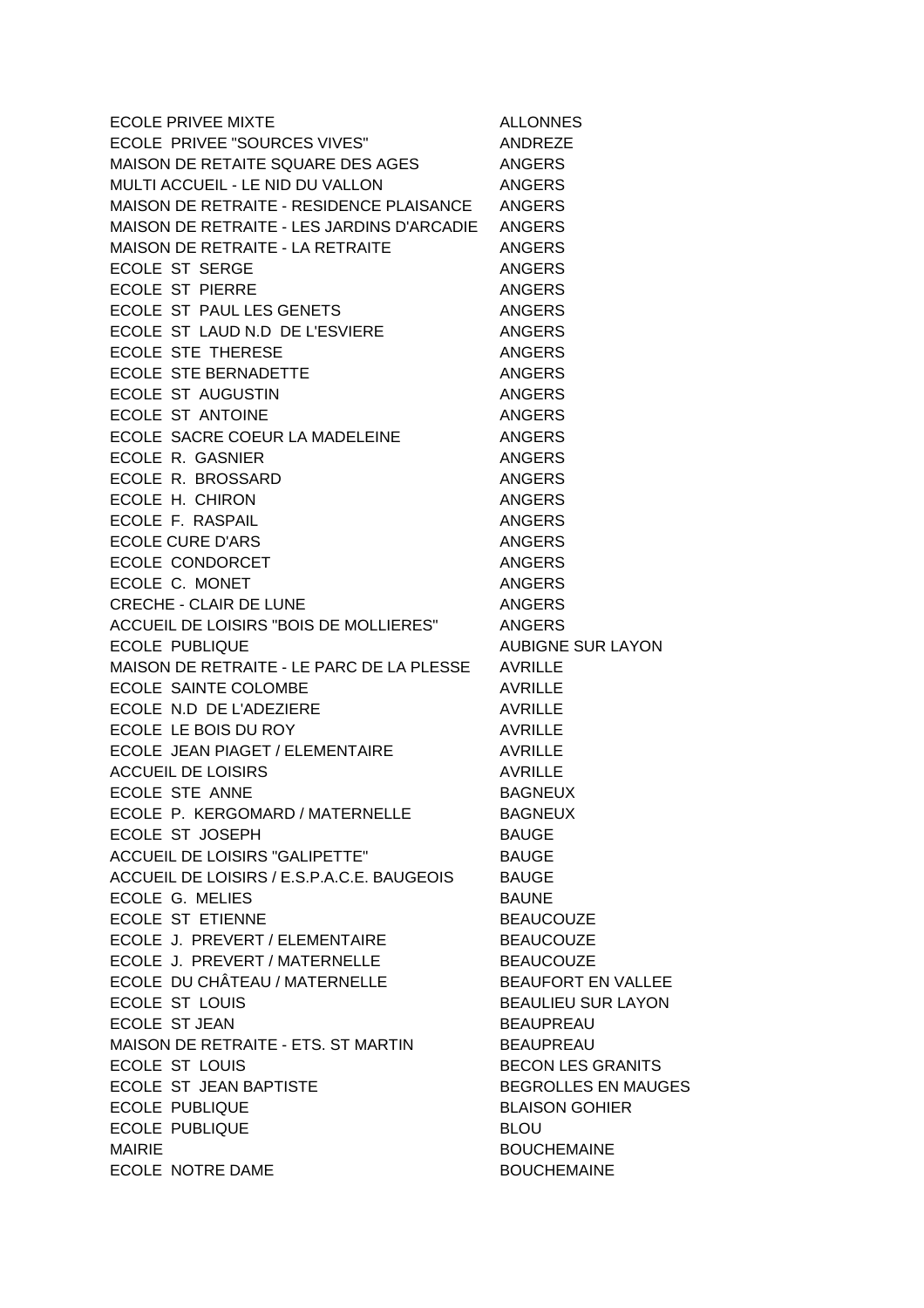| | |
|---|---|
| ECOLE PRIVEE MIXTE | ALLONNES |
| ECOLE PRIVEE "SOURCES VIVES" | ANDREZE |
| MAISON DE RETAITE SQUARE DES AGES | ANGERS |
| MULTI ACCUEIL - LE NID DU VALLON | ANGERS |
| MAISON DE RETRAITE - RESIDENCE PLAISANCE | ANGERS |
| MAISON DE RETRAITE - LES JARDINS D'ARCADIE | ANGERS |
| MAISON DE RETRAITE - LA RETRAITE | ANGERS |
| ECOLE ST SERGE | ANGERS |
| ECOLE ST PIERRE | ANGERS |
| ECOLE ST PAUL LES GENETS | ANGERS |
| ECOLE ST LAUD N.D DE L'ESVIERE | ANGERS |
| ECOLE STE THERESE | ANGERS |
| ECOLE STE BERNADETTE | ANGERS |
| ECOLE ST AUGUSTIN | ANGERS |
| ECOLE ST ANTOINE | ANGERS |
| ECOLE SACRE COEUR LA MADELEINE | ANGERS |
| ECOLE R. GASNIER | ANGERS |
| ECOLE R. BROSSARD | ANGERS |
| ECOLE H. CHIRON | ANGERS |
| ECOLE F. RASPAIL | ANGERS |
| ECOLE CURE D'ARS | ANGERS |
| ECOLE CONDORCET | ANGERS |
| ECOLE C. MONET | ANGERS |
| CRECHE - CLAIR DE LUNE | ANGERS |
| ACCUEIL DE LOISIRS "BOIS DE MOLLIERES" | ANGERS |
| ECOLE PUBLIQUE | AUBIGNE SUR LAYON |
| MAISON DE RETRAITE - LE PARC DE LA PLESSE | AVRILLE |
| ECOLE SAINTE COLOMBE | AVRILLE |
| ECOLE N.D DE L'ADEZIERE | AVRILLE |
| ECOLE LE BOIS DU ROY | AVRILLE |
| ECOLE JEAN PIAGET / ELEMENTAIRE | AVRILLE |
| ACCUEIL DE LOISIRS | AVRILLE |
| ECOLE STE ANNE | BAGNEUX |
| ECOLE P. KERGOMARD / MATERNELLE | BAGNEUX |
| ECOLE ST JOSEPH | BAUGE |
| ACCUEIL DE LOISIRS "GALIPETTE" | BAUGE |
| ACCUEIL DE LOISIRS / E.S.P.A.C.E. BAUGEOIS | BAUGE |
| ECOLE G. MELIES | BAUNE |
| ECOLE ST ETIENNE | BEAUCOUZE |
| ECOLE J. PREVERT / ELEMENTAIRE | BEAUCOUZE |
| ECOLE J. PREVERT / MATERNELLE | BEAUCOUZE |
| ECOLE DU CHÂTEAU / MATERNELLE | BEAUFORT EN VALLEE |
| ECOLE ST LOUIS | BEAULIEU SUR LAYON |
| ECOLE ST JEAN | BEAUPREAU |
| MAISON DE RETRAITE - ETS. ST MARTIN | BEAUPREAU |
| ECOLE ST LOUIS | BECON LES GRANITS |
| ECOLE ST JEAN BAPTISTE | BEGROLLES EN MAUGES |
| ECOLE PUBLIQUE | BLAISON GOHIER |
| ECOLE PUBLIQUE | BLOU |
| MAIRIE | BOUCHEMAINE |
| ECOLE NOTRE DAME | BOUCHEMAINE |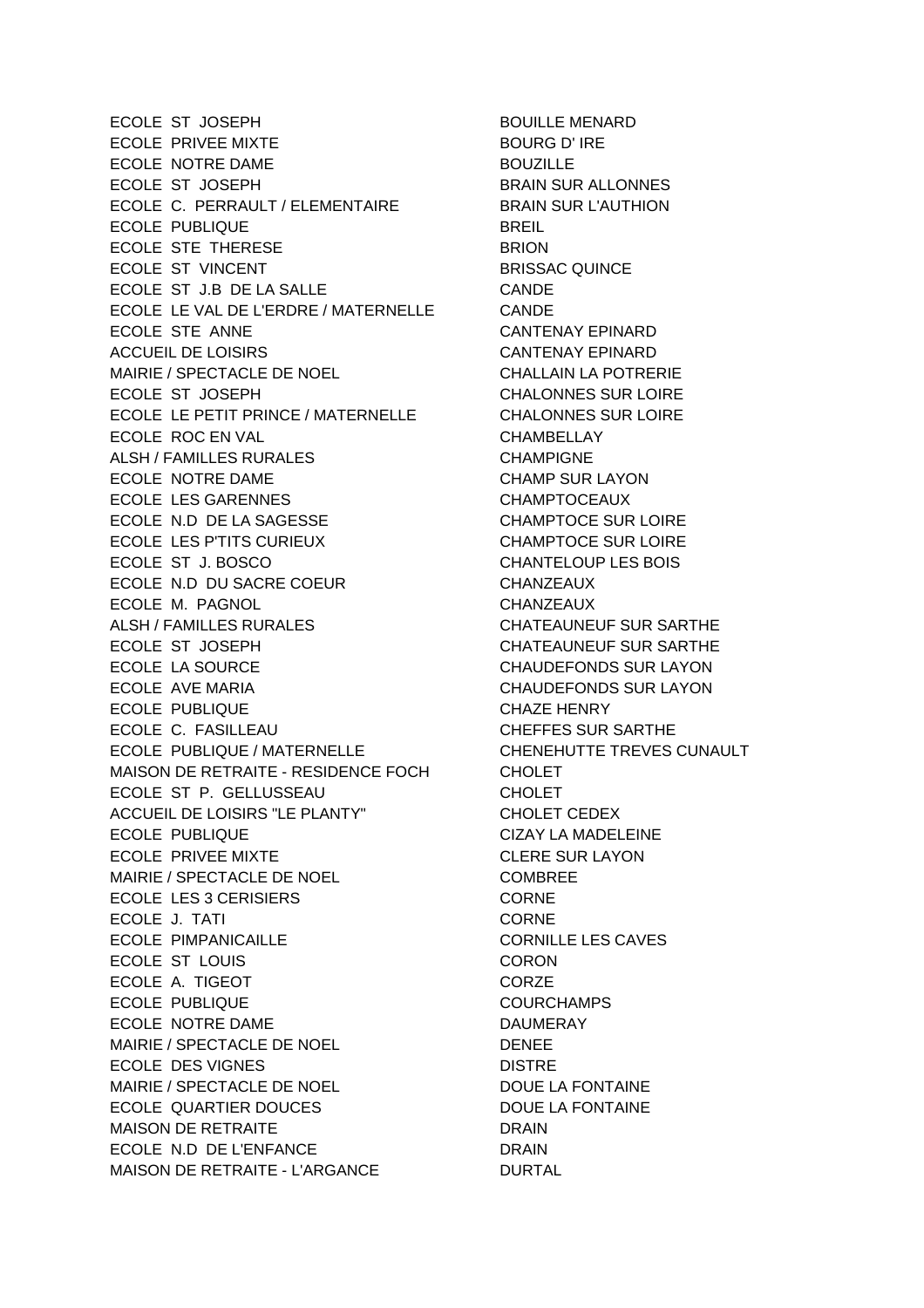| | |
|---|---|
| ECOLE ST JOSEPH | BOUILLE MENARD |
| ECOLE PRIVEE MIXTE | BOURG D' IRE |
| ECOLE NOTRE DAME | BOUZILLE |
| ECOLE ST JOSEPH | BRAIN SUR ALLONNES |
| ECOLE C. PERRAULT / ELEMENTAIRE | BRAIN SUR L'AUTHION |
| ECOLE PUBLIQUE | BREIL |
| ECOLE STE THERESE | BRION |
| ECOLE ST VINCENT | BRISSAC QUINCE |
| ECOLE ST J.B DE LA SALLE | CANDE |
| ECOLE LE VAL DE L'ERDRE / MATERNELLE | CANDE |
| ECOLE STE ANNE | CANTENAY EPINARD |
| ACCUEIL DE LOISIRS | CANTENAY EPINARD |
| MAIRIE / SPECTACLE DE NOEL | CHALLAIN LA POTRERIE |
| ECOLE ST JOSEPH | CHALONNES SUR LOIRE |
| ECOLE LE PETIT PRINCE / MATERNELLE | CHALONNES SUR LOIRE |
| ECOLE ROC EN VAL | CHAMBELLAY |
| ALSH / FAMILLES RURALES | CHAMPIGNE |
| ECOLE NOTRE DAME | CHAMP SUR LAYON |
| ECOLE LES GARENNES | CHAMPTOCEAUX |
| ECOLE N.D DE LA SAGESSE | CHAMPTOCE SUR LOIRE |
| ECOLE LES P'TITS CURIEUX | CHAMPTOCE SUR LOIRE |
| ECOLE ST J. BOSCO | CHANTELOUP LES BOIS |
| ECOLE N.D DU SACRE COEUR | CHANZEAUX |
| ECOLE M. PAGNOL | CHANZEAUX |
| ALSH / FAMILLES RURALES | CHATEAUNEUF SUR SARTHE |
| ECOLE ST JOSEPH | CHATEAUNEUF SUR SARTHE |
| ECOLE LA SOURCE | CHAUDEFONDS SUR LAYON |
| ECOLE AVE MARIA | CHAUDEFONDS SUR LAYON |
| ECOLE PUBLIQUE | CHAZE HENRY |
| ECOLE C. FASILLEAU | CHEFFES SUR SARTHE |
| ECOLE PUBLIQUE / MATERNELLE | CHENEHUTTE TREVES CUNAULT |
| MAISON DE RETRAITE - RESIDENCE FOCH | CHOLET |
| ECOLE ST P. GELLUSSEAU | CHOLET |
| ACCUEIL DE LOISIRS "LE PLANTY" | CHOLET CEDEX |
| ECOLE PUBLIQUE | CIZAY LA MADELEINE |
| ECOLE PRIVEE MIXTE | CLERE SUR LAYON |
| MAIRIE / SPECTACLE DE NOEL | COMBREE |
| ECOLE LES 3 CERISIERS | CORNE |
| ECOLE J. TATI | CORNE |
| ECOLE PIMPANICAILLE | CORNILLE LES CAVES |
| ECOLE ST LOUIS | CORON |
| ECOLE A. TIGEOT | CORZE |
| ECOLE PUBLIQUE | COURCHAMPS |
| ECOLE NOTRE DAME | DAUMERAY |
| MAIRIE / SPECTACLE DE NOEL | DENEE |
| ECOLE DES VIGNES | DISTRE |
| MAIRIE / SPECTACLE DE NOEL | DOUE LA FONTAINE |
| ECOLE QUARTIER DOUCES | DOUE LA FONTAINE |
| MAISON DE RETRAITE | DRAIN |
| ECOLE N.D DE L'ENFANCE | DRAIN |
| MAISON DE RETRAITE - L'ARGANCE | DURTAL |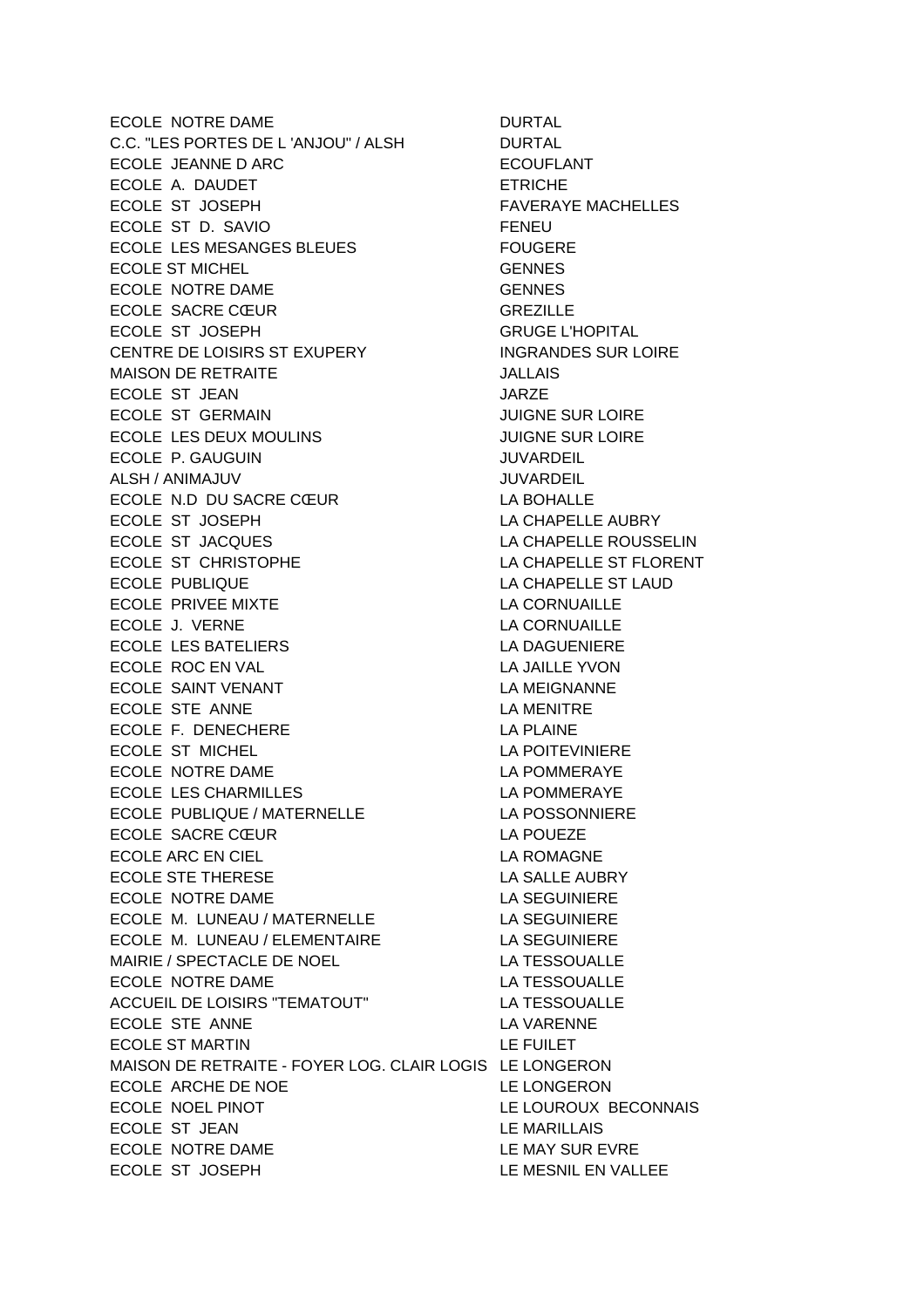| | |
|---|---|
| ECOLE NOTRE DAME | DURTAL |
| C.C. "LES PORTES DE L 'ANJOU" / ALSH | DURTAL |
| ECOLE JEANNE D ARC | ECOUFLANT |
| ECOLE A. DAUDET | ETRICHE |
| ECOLE ST JOSEPH | FAVERAYE MACHELLES |
| ECOLE ST D. SAVIO | FENEU |
| ECOLE LES MESANGES BLEUES | FOUGERE |
| ECOLE ST MICHEL | GENNES |
| ECOLE NOTRE DAME | GENNES |
| ECOLE SACRE CŒUR | GREZILLE |
| ECOLE ST JOSEPH | GRUGE L'HOPITAL |
| CENTRE DE LOISIRS ST EXUPERY | INGRANDES SUR LOIRE |
| MAISON DE RETRAITE | JALLAIS |
| ECOLE ST JEAN | JARZE |
| ECOLE ST GERMAIN | JUIGNE SUR LOIRE |
| ECOLE LES DEUX MOULINS | JUIGNE SUR LOIRE |
| ECOLE P. GAUGUIN | JUVARDEIL |
| ALSH / ANIMAJUV | JUVARDEIL |
| ECOLE N.D DU SACRE CŒUR | LA BOHALLE |
| ECOLE ST JOSEPH | LA CHAPELLE AUBRY |
| ECOLE ST JACQUES | LA CHAPELLE ROUSSELIN |
| ECOLE ST CHRISTOPHE | LA CHAPELLE ST FLORENT |
| ECOLE PUBLIQUE | LA CHAPELLE ST LAUD |
| ECOLE PRIVEE MIXTE | LA CORNUAILLE |
| ECOLE J. VERNE | LA CORNUAILLE |
| ECOLE LES BATELIERS | LA DAGUENIERE |
| ECOLE ROC EN VAL | LA JAILLE YVON |
| ECOLE SAINT VENANT | LA MEIGNANNE |
| ECOLE STE ANNE | LA MENITRE |
| ECOLE F. DENECHERE | LA PLAINE |
| ECOLE ST MICHEL | LA POITEVINIERE |
| ECOLE NOTRE DAME | LA POMMERAYE |
| ECOLE LES CHARMILLES | LA POMMERAYE |
| ECOLE PUBLIQUE / MATERNELLE | LA POSSONNIERE |
| ECOLE SACRE CŒUR | LA POUEZE |
| ECOLE ARC EN CIEL | LA ROMAGNE |
| ECOLE STE THERESE | LA SALLE AUBRY |
| ECOLE NOTRE DAME | LA SEGUINIERE |
| ECOLE M. LUNEAU / MATERNELLE | LA SEGUINIERE |
| ECOLE M. LUNEAU / ELEMENTAIRE | LA SEGUINIERE |
| MAIRIE / SPECTACLE DE NOEL | LA TESSOUALLE |
| ECOLE NOTRE DAME | LA TESSOUALLE |
| ACCUEIL DE LOISIRS "TEMATOUT" | LA TESSOUALLE |
| ECOLE STE ANNE | LA VARENNE |
| ECOLE ST MARTIN | LE FUILET |
| MAISON DE RETRAITE - FOYER LOG. CLAIR LOGIS | LE LONGERON |
| ECOLE ARCHE DE NOE | LE LONGERON |
| ECOLE NOEL PINOT | LE LOUROUX BECONNAIS |
| ECOLE ST JEAN | LE MARILLAIS |
| ECOLE NOTRE DAME | LE MAY SUR EVRE |
| ECOLE ST JOSEPH | LE MESNIL EN VALLEE |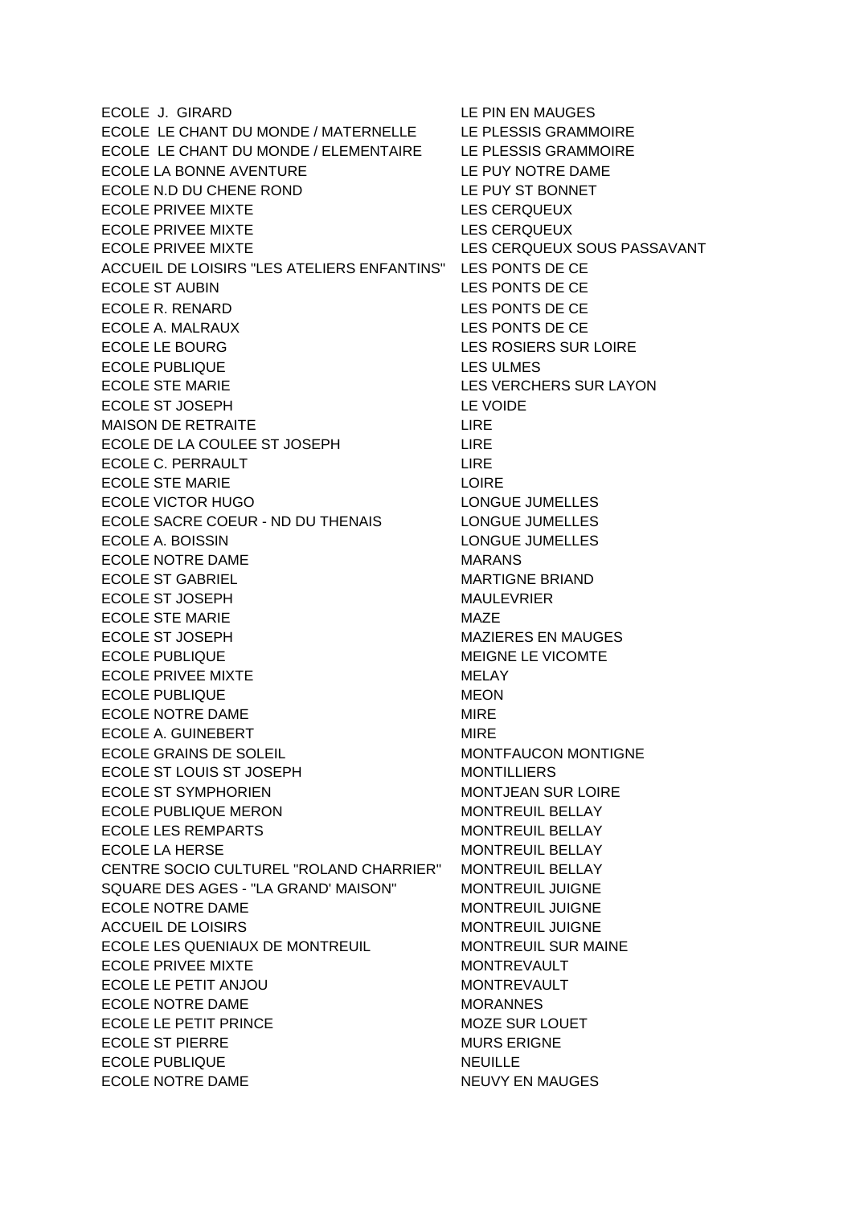| | |
|---|---|
| ECOLE J. GIRARD | LE PIN EN MAUGES |
| ECOLE LE CHANT DU MONDE / MATERNELLE | LE PLESSIS GRAMMOIRE |
| ECOLE LE CHANT DU MONDE / ELEMENTAIRE | LE PLESSIS GRAMMOIRE |
| ECOLE LA BONNE AVENTURE | LE PUY NOTRE DAME |
| ECOLE N.D DU CHENE ROND | LE PUY ST BONNET |
| ECOLE PRIVEE MIXTE | LES CERQUEUX |
| ECOLE PRIVEE MIXTE | LES CERQUEUX |
| ECOLE PRIVEE MIXTE | LES CERQUEUX SOUS PASSAVANT |
| ACCUEIL DE LOISIRS "LES ATELIERS ENFANTINS" | LES PONTS DE CE |
| ECOLE ST AUBIN | LES PONTS DE CE |
| ECOLE R. RENARD | LES PONTS DE CE |
| ECOLE A. MALRAUX | LES PONTS DE CE |
| ECOLE LE BOURG | LES ROSIERS SUR LOIRE |
| ECOLE PUBLIQUE | LES ULMES |
| ECOLE STE MARIE | LES VERCHERS SUR LAYON |
| ECOLE ST JOSEPH | LE VOIDE |
| MAISON DE RETRAITE | LIRE |
| ECOLE DE LA COULEE ST JOSEPH | LIRE |
| ECOLE C. PERRAULT | LIRE |
| ECOLE STE MARIE | LOIRE |
| ECOLE VICTOR HUGO | LONGUE JUMELLES |
| ECOLE SACRE COEUR - ND DU THENAIS | LONGUE JUMELLES |
| ECOLE A. BOISSIN | LONGUE JUMELLES |
| ECOLE NOTRE DAME | MARANS |
| ECOLE ST GABRIEL | MARTIGNE BRIAND |
| ECOLE ST JOSEPH | MAULEVRIER |
| ECOLE STE MARIE | MAZE |
| ECOLE ST JOSEPH | MAZIERES EN MAUGES |
| ECOLE PUBLIQUE | MEIGNE LE VICOMTE |
| ECOLE PRIVEE MIXTE | MELAY |
| ECOLE PUBLIQUE | MEON |
| ECOLE NOTRE DAME | MIRE |
| ECOLE A. GUINEBERT | MIRE |
| ECOLE GRAINS DE SOLEIL | MONTFAUCON MONTIGNE |
| ECOLE ST LOUIS ST JOSEPH | MONTILLIERS |
| ECOLE ST SYMPHORIEN | MONTJEAN SUR LOIRE |
| ECOLE PUBLIQUE MERON | MONTREUIL BELLAY |
| ECOLE LES REMPARTS | MONTREUIL BELLAY |
| ECOLE LA HERSE | MONTREUIL BELLAY |
| CENTRE SOCIO CULTUREL "ROLAND CHARRIER" | MONTREUIL BELLAY |
| SQUARE DES AGES - "LA GRAND' MAISON" | MONTREUIL JUIGNE |
| ECOLE NOTRE DAME | MONTREUIL JUIGNE |
| ACCUEIL DE LOISIRS | MONTREUIL JUIGNE |
| ECOLE LES QUENIAUX DE MONTREUIL | MONTREUIL SUR MAINE |
| ECOLE PRIVEE MIXTE | MONTREVAULT |
| ECOLE LE PETIT ANJOU | MONTREVAULT |
| ECOLE NOTRE DAME | MORANNES |
| ECOLE LE PETIT PRINCE | MOZE SUR LOUET |
| ECOLE ST PIERRE | MURS ERIGNE |
| ECOLE PUBLIQUE | NEUILLE |
| ECOLE NOTRE DAME | NEUVY EN MAUGES |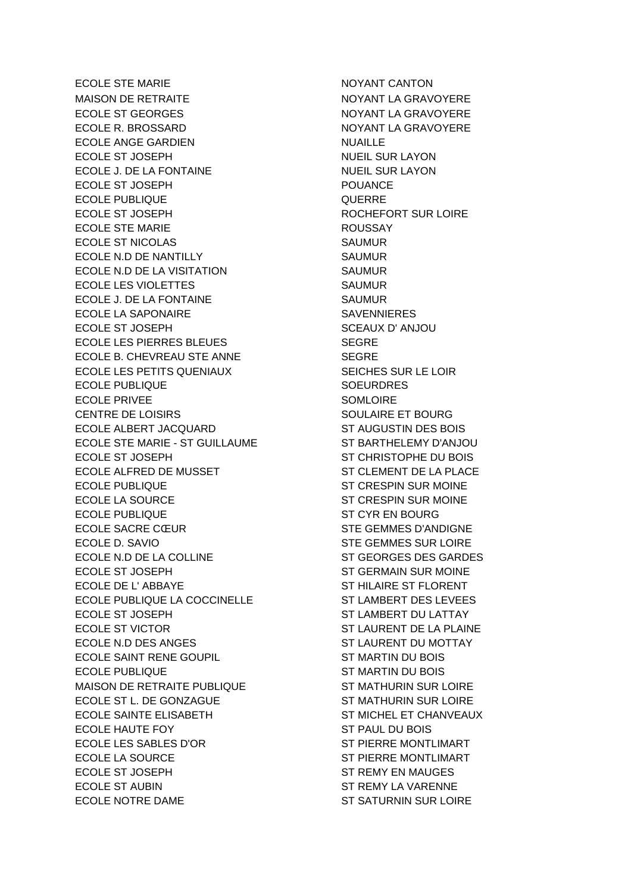| | |
|---|---|
| ECOLE STE MARIE | NOYANT CANTON |
| MAISON DE RETRAITE | NOYANT LA GRAVOYERE |
| ECOLE ST GEORGES | NOYANT LA GRAVOYERE |
| ECOLE R. BROSSARD | NOYANT LA GRAVOYERE |
| ECOLE ANGE GARDIEN | NUAILLE |
| ECOLE ST JOSEPH | NUEIL SUR LAYON |
| ECOLE J. DE LA FONTAINE | NUEIL SUR LAYON |
| ECOLE ST JOSEPH | POUANCE |
| ECOLE PUBLIQUE | QUERRE |
| ECOLE ST JOSEPH | ROCHEFORT SUR LOIRE |
| ECOLE STE MARIE | ROUSSAY |
| ECOLE ST NICOLAS | SAUMUR |
| ECOLE N.D DE NANTILLY | SAUMUR |
| ECOLE N.D DE LA VISITATION | SAUMUR |
| ECOLE LES VIOLETTES | SAUMUR |
| ECOLE J. DE LA FONTAINE | SAUMUR |
| ECOLE LA SAPONAIRE | SAVENNIERES |
| ECOLE ST JOSEPH | SCEAUX D' ANJOU |
| ECOLE LES PIERRES BLEUES | SEGRE |
| ECOLE B. CHEVREAU STE ANNE | SEGRE |
| ECOLE LES PETITS QUENIAUX | SEICHES SUR LE LOIR |
| ECOLE PUBLIQUE | SOEURDRES |
| ECOLE PRIVEE | SOMLOIRE |
| CENTRE DE LOISIRS | SOULAIRE ET BOURG |
| ECOLE ALBERT JACQUARD | ST AUGUSTIN DES BOIS |
| ECOLE STE MARIE - ST GUILLAUME | ST BARTHELEMY D'ANJOU |
| ECOLE ST JOSEPH | ST CHRISTOPHE DU BOIS |
| ECOLE ALFRED DE MUSSET | ST CLEMENT DE LA PLACE |
| ECOLE PUBLIQUE | ST CRESPIN SUR MOINE |
| ECOLE LA SOURCE | ST CRESPIN SUR MOINE |
| ECOLE PUBLIQUE | ST CYR EN BOURG |
| ECOLE SACRE CŒUR | STE GEMMES D'ANDIGNE |
| ECOLE D. SAVIO | STE GEMMES SUR LOIRE |
| ECOLE N.D DE LA COLLINE | ST GEORGES DES GARDES |
| ECOLE ST JOSEPH | ST GERMAIN SUR MOINE |
| ECOLE DE L' ABBAYE | ST HILAIRE ST FLORENT |
| ECOLE PUBLIQUE LA COCCINELLE | ST LAMBERT DES LEVEES |
| ECOLE ST JOSEPH | ST LAMBERT DU LATTAY |
| ECOLE ST VICTOR | ST LAURENT DE LA PLAINE |
| ECOLE N.D DES ANGES | ST LAURENT DU MOTTAY |
| ECOLE SAINT RENE GOUPIL | ST MARTIN DU BOIS |
| ECOLE PUBLIQUE | ST MARTIN DU BOIS |
| MAISON DE RETRAITE PUBLIQUE | ST MATHURIN SUR LOIRE |
| ECOLE ST L. DE GONZAGUE | ST MATHURIN SUR LOIRE |
| ECOLE SAINTE ELISABETH | ST MICHEL ET CHANVEAUX |
| ECOLE HAUTE FOY | ST PAUL DU BOIS |
| ECOLE LES SABLES D'OR | ST PIERRE MONTLIMART |
| ECOLE LA SOURCE | ST PIERRE MONTLIMART |
| ECOLE ST JOSEPH | ST REMY EN MAUGES |
| ECOLE ST AUBIN | ST REMY LA VARENNE |
| ECOLE NOTRE DAME | ST SATURNIN SUR LOIRE |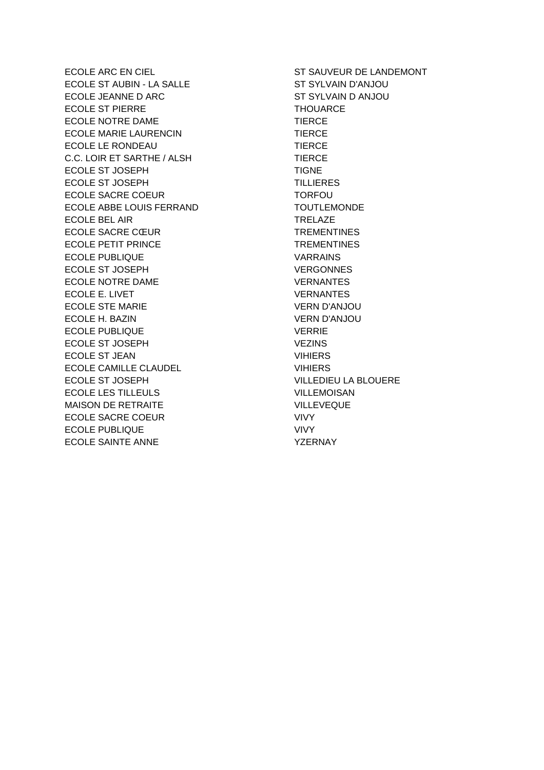| | |
|---|---|
| ECOLE ARC EN CIEL | ST SAUVEUR DE LANDEMONT |
| ECOLE ST AUBIN - LA SALLE | ST SYLVAIN D'ANJOU |
| ECOLE JEANNE D ARC | ST SYLVAIN D ANJOU |
| ECOLE ST PIERRE | THOUARCE |
| ECOLE NOTRE DAME | TIERCE |
| ECOLE MARIE LAURENCIN | TIERCE |
| ECOLE LE RONDEAU | TIERCE |
| C.C. LOIR ET SARTHE / ALSH | TIERCE |
| ECOLE ST JOSEPH | TIGNE |
| ECOLE ST JOSEPH | TILLIERES |
| ECOLE SACRE COEUR | TORFOU |
| ECOLE ABBE LOUIS FERRAND | TOUTLEMONDE |
| ECOLE BEL AIR | TRELAZE |
| ECOLE SACRE CŒUR | TREMENTINES |
| ECOLE PETIT PRINCE | TREMENTINES |
| ECOLE PUBLIQUE | VARRAINS |
| ECOLE ST JOSEPH | VERGONNES |
| ECOLE NOTRE DAME | VERNANTES |
| ECOLE E. LIVET | VERNANTES |
| ECOLE STE MARIE | VERN D'ANJOU |
| ECOLE H. BAZIN | VERN D'ANJOU |
| ECOLE PUBLIQUE | VERRIE |
| ECOLE ST JOSEPH | VEZINS |
| ECOLE ST JEAN | VIHIERS |
| ECOLE CAMILLE CLAUDEL | VIHIERS |
| ECOLE ST JOSEPH | VILLEDIEU LA BLOUERE |
| ECOLE LES TILLEULS | VILLEMOISAN |
| MAISON DE RETRAITE | VILLEVEQUE |
| ECOLE SACRE COEUR | VIVY |
| ECOLE PUBLIQUE | VIVY |
| ECOLE SAINTE ANNE | YZERNAY |